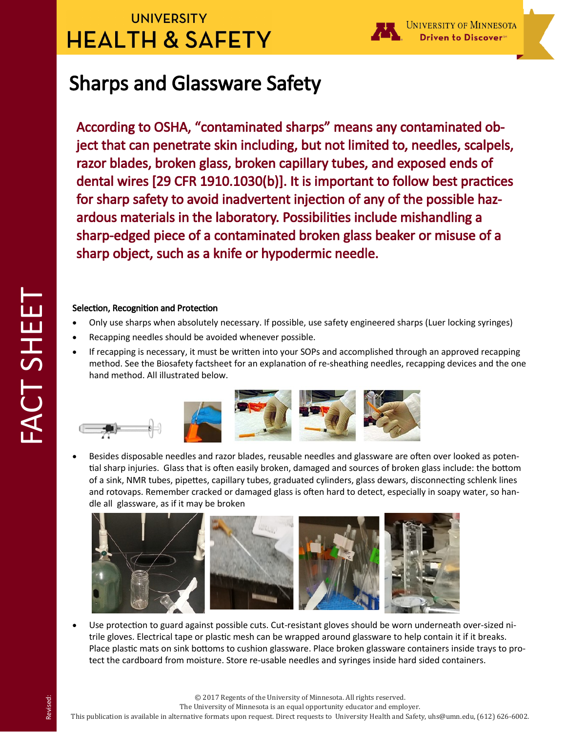UNIVERSITY HEALTH & SAFETY

FACT SHEET

# Sharps and Glassware Safety

**According to OSHA, "contaminated sharps" means any contaminated object that can penetrate skin including, but not limited to, needles, scalpels, razor blades, broken glass, broken capillary tubes, and exposed ends of dental wires [29 CFR 1910.1030(b)]. It is important to follow best practices for sharp safety to avoid inadvertent injection of any of the possible hazardous materials in the laboratory. Possibilities include mishandling a sharp-edged piece of a contaminated broken glass beaker or misuse of a sharp object, such as a knife or hypodermic needle.**

### Selection, Recognition and Protection

- Only use sharps when absolutely necessary. If possible, use safety engineered sharps (Luer locking syringes)
- Recapping needles should be avoided whenever possible.
- If recapping is necessary, it must be written into your SOPs and accomplished through an approved recapping method. See the Biosafety factsheet for an explanation of re-sheathing needles, recapping devices and the one hand method. All illustrated below.
- Besides disposable needles and razor blades, reusable needles and glassware are often over looked as potential sharp injuries. Glass that is often easily broken, damaged and sources of broken glass include: the bottom of a sink, NMR tubes, pipettes, capillary tubes, graduated cylinders, glass dewars, disconnecting schlenk lines and rotovaps. Remember cracked or damaged glass is often hard to detect, especially in soapy water, so handle all glassware, as if it may be broken
- Use protection to guard against possible cuts. Cut-resistant gloves should be worn underneath over-sized nitrile gloves. Electrical tape or plastic mesh can be wrapped around glassware to help contain it if it breaks. Place plastic mats on sink bottoms to cushion glassware. Place broken glassware containers inside trays to protect the cardboard from moisture. Store re-usable needles and syringes inside hard sided containers.

© 2017 Regents of the University of Minnesota. All rights reserved.
The University of Minnesota is an equal opportunity educator and employer.
This publication is available in alternative formats upon request. Direct requests to University Health and Safety, uhs@umn.edu, (612) 626-6002.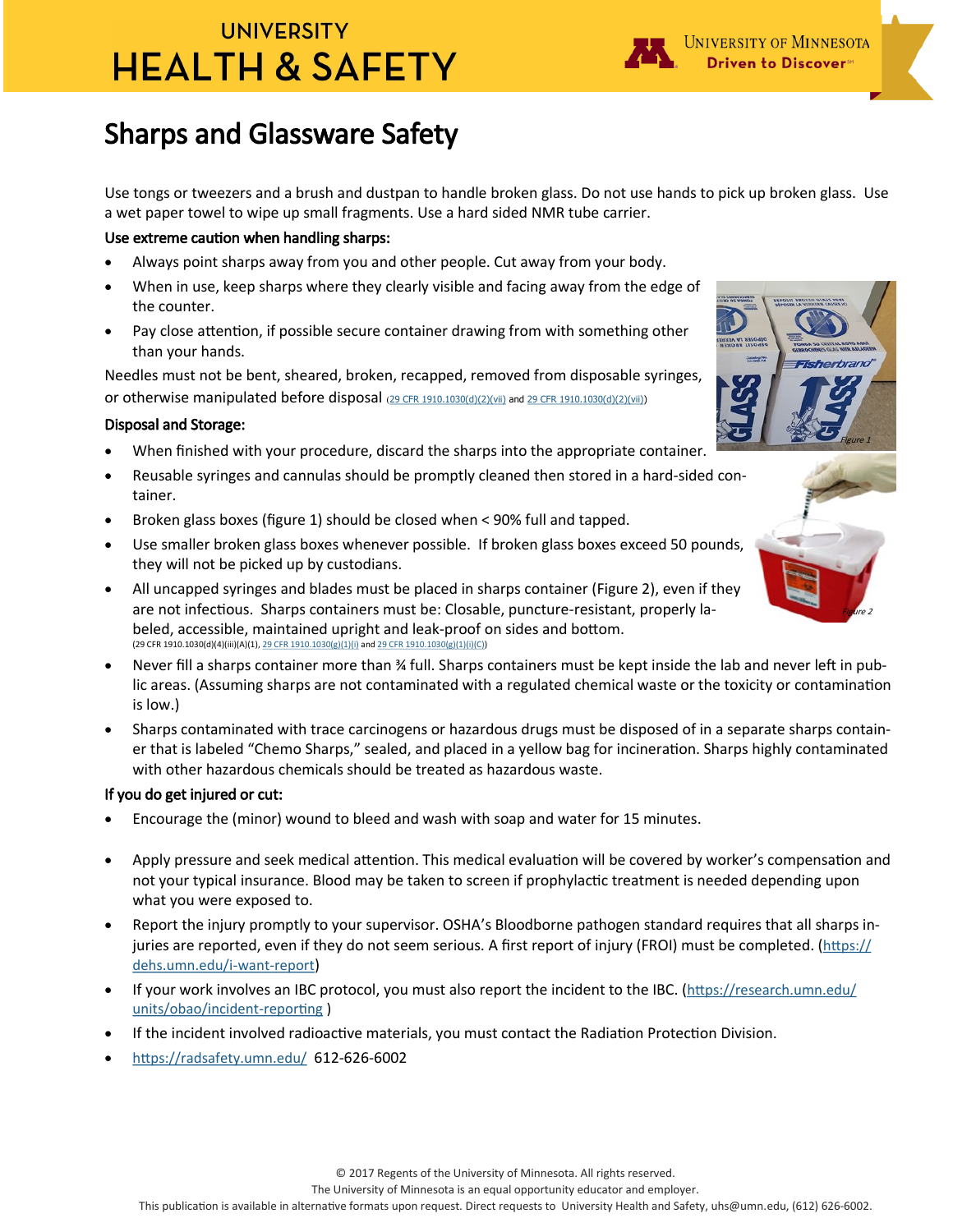# UNIVERSITY HEALTH & SAFETY

## Sharps and Glassware Safety

Use tongs or tweezers and a brush and dustpan to handle broken glass. Do not use hands to pick up broken glass. Use a wet paper towel to wipe up small fragments. Use a hard sided NMR tube carrier.

**Use extreme caution when handling sharps:**

- Always point sharps away from you and other people. Cut away from your body.
- When in use, keep sharps where they clearly visible and facing away from the edge of the counter.
- Pay close attention, if possible secure container drawing from with something other than your hands.

Needles must not be bent, sheared, broken, recapped, removed from disposable syringes, or otherwise manipulated before disposal (29 CFR 1910.1030(d)(2)(vii) and 29 CFR 1910.1030(d)(2)(vii))

**Disposal and Storage:**

- When finished with your procedure, discard the sharps into the appropriate container.
- Reusable syringes and cannulas should be promptly cleaned then stored in a hard-sided container.
- Broken glass boxes (figure 1) should be closed when < 90% full and tapped.
- Use smaller broken glass boxes whenever possible. If broken glass boxes exceed 50 pounds, they will not be picked up by custodians.
- All uncapped syringes and blades must be placed in sharps container (Figure 2), even if they are not infectious. Sharps containers must be: Closable, puncture-resistant, properly labeled, accessible, maintained upright and leak-proof on sides and bottom. (29 CFR 1910.1030(d)(4)(iii)(A)(1), 29 CFR 1910.1030(g)(1)(i) and 29 CFR 1910.1030(g)(1)(i)(C))
- Never fill a sharps container more than ¾ full. Sharps containers must be kept inside the lab and never left in public areas. (Assuming sharps are not contaminated with a regulated chemical waste or the toxicity or contamination is low.)
- Sharps contaminated with trace carcinogens or hazardous drugs must be disposed of in a separate sharps container that is labeled "Chemo Sharps," sealed, and placed in a yellow bag for incineration. Sharps highly contaminated with other hazardous chemicals should be treated as hazardous waste.

Figure 1

Figure 2

**If you do get injured or cut:**

- Encourage the (minor) wound to bleed and wash with soap and water for 15 minutes.
- Apply pressure and seek medical attention. This medical evaluation will be covered by worker's compensation and not your typical insurance. Blood may be taken to screen if prophylactic treatment is needed depending upon what you were exposed to.
- Report the injury promptly to your supervisor. OSHA's Bloodborne pathogen standard requires that all sharps injuries are reported, even if they do not seem serious. A first report of injury (FROI) must be completed. (https://dehs.umn.edu/i-want-report)
- If your work involves an IBC protocol, you must also report the incident to the IBC. (https://research.umn.edu/units/obao/incident-reporting )
- If the incident involved radioactive materials, you must contact the Radiation Protection Division.
- https://radsafety.umn.edu/ 612-626-6002

© 2017 Regents of the University of Minnesota. All rights reserved.
The University of Minnesota is an equal opportunity educator and employer.
This publication is available in alternative formats upon request. Direct requests to University Health and Safety, uhs@umn.edu, (612) 626-6002.